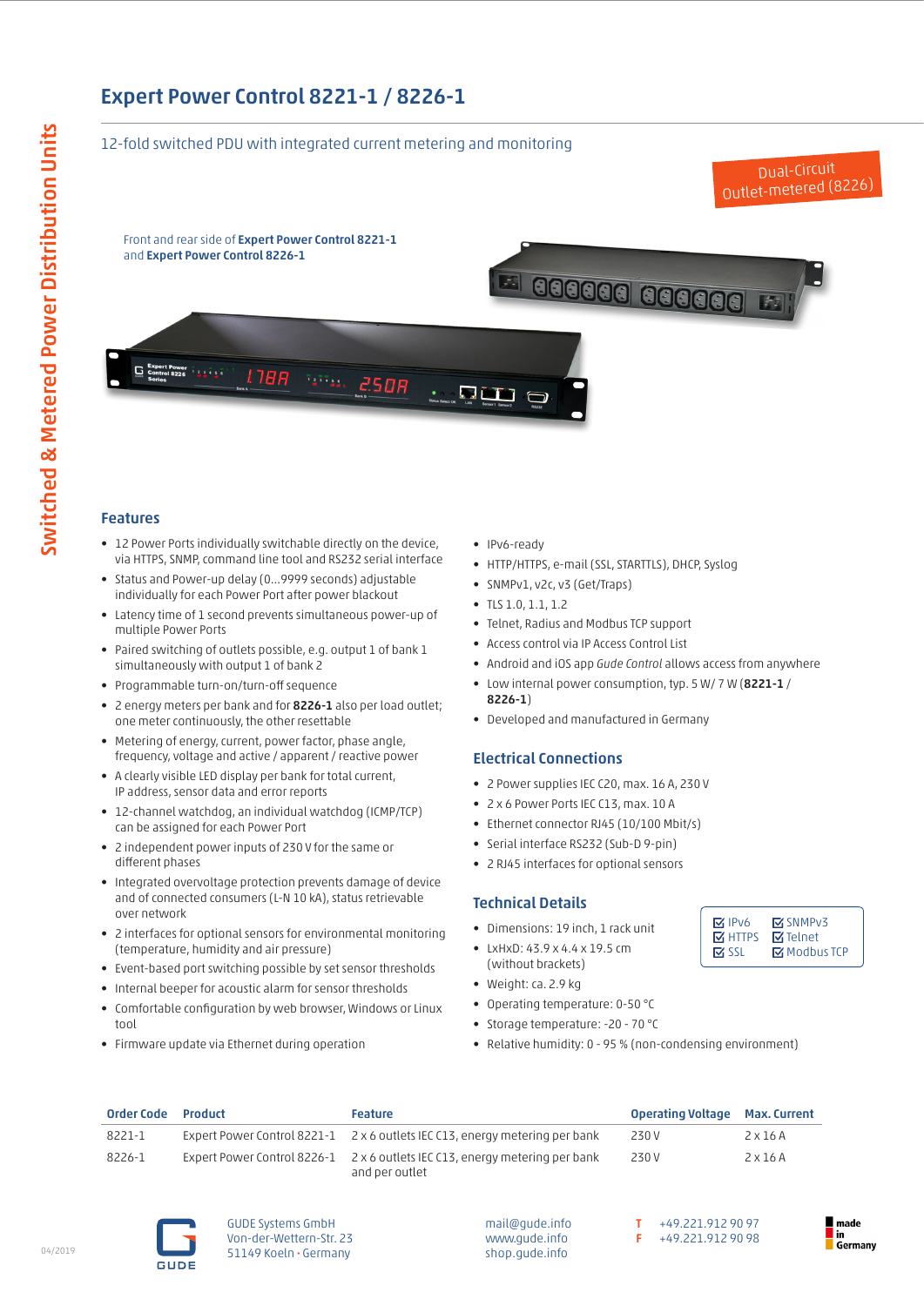# Expert Power Control 8221-1 / 8226-1

12-fold switched PDU with integrated current metering and monitoring

Dual-Circuit Outlet-metered (8226)

Front and rear side of **Expert Power Control 8221-1** and **Expert Power Control 8226-1**

## Features

- 12 Power Ports individually switchable directly on the device, via HTTPS, SNMP, command line tool and RS232 serial interface
- Status and Power-up delay (0...9999 seconds) adjustable individually for each Power Port after power blackout
- Latency time of 1 second prevents simultaneous power-up of multiple Power Ports
- Paired switching of outlets possible, e.g. output 1 of bank 1 simultaneously with output 1 of bank 2
- Programmable turn-on/turn-off sequence
- 2 energy meters per bank and for **8226-1** also per load outlet; one meter continuously, the other resettable
- Metering of energy, current, power factor, phase angle, frequency, voltage and active / apparent / reactive power
- A clearly visible LED display per bank for total current, IP address, sensor data and error reports
- 12-channel watchdog, an individual watchdog (ICMP/TCP) can be assigned for each Power Port
- 2 independent power inputs of 230 V for the same or different phases
- Integrated overvoltage protection prevents damage of device and of connected consumers (L-N 10 kA), status retrievable over network
- 2 interfaces for optional sensors for environmental monitoring (temperature, humidity and air pressure)
- Event-based port switching possible by set sensor thresholds
- Internal beeper for acoustic alarm for sensor thresholds
- Comfortable configuration by web browser, Windows or Linux tool
- Firmware update via Ethernet during operation
- IPv6-ready
- HTTP/HTTPS, e-mail (SSL, STARTTLS), DHCP, Syslog
- SNMPv1, v2c, v3 (Get/Traps)
- TLS 1.0, 1.1, 1.2
- Telnet, Radius and Modbus TCP support
- Access control via IP Access Control List
- Android and iOS app *Gude Control* allows access from anywhere
- Low internal power consumption, typ. 5 W/ 7 W (**8221-1** / **8226-1**)
- Developed and manufactured in Germany

## Electrical Connections

- 2 Power supplies IEC C20, max. 16 A, 230 V
- 2 x 6 Power Ports IEC C13, max. 10 A
- Ethernet connector RJ45 (10/100 Mbit/s)
- Serial interface RS232 (Sub-D 9-pin)
- 2 RJ45 interfaces for optional sensors

## Technical Details

- Dimensions: 19 inch, 1 rack unit
- LxHxD: 43.9 x 4.4 x 19.5 cm (without brackets)
- Weight: ca. 2.9 kg
- Operating temperature: 0-50 °C
- Storage temperature: -20 - 70 °C
- Relative humidity: 0 - 95 % (non-condensing environment)

☑ IPv6 ☑ SNMPv3
☑ HTTPS ☑ Telnet
☑ SSL ☑ Modbus TCP

| Order Code | Product | Feature | Operating Voltage | Max. Current |
|---|---|---|---|---|
| 8221-1 | Expert Power Control 8221-1 | 2 x 6 outlets IEC C13, energy metering per bank | 230 V | 2 x 16 A |
| 8226-1 | Expert Power Control 8226-1 | 2 x 6 outlets IEC C13, energy metering per bank and per outlet | 230 V | 2 x 16 A |

GUDE Systems GmbH
Von-der-Wettern-Str. 23
51149 Koeln · Germany

mail@gude.info
www.gude.info
shop.gude.info

T +49.221.912 90 97
F +49.221.912 90 98

made in Germany

04/2019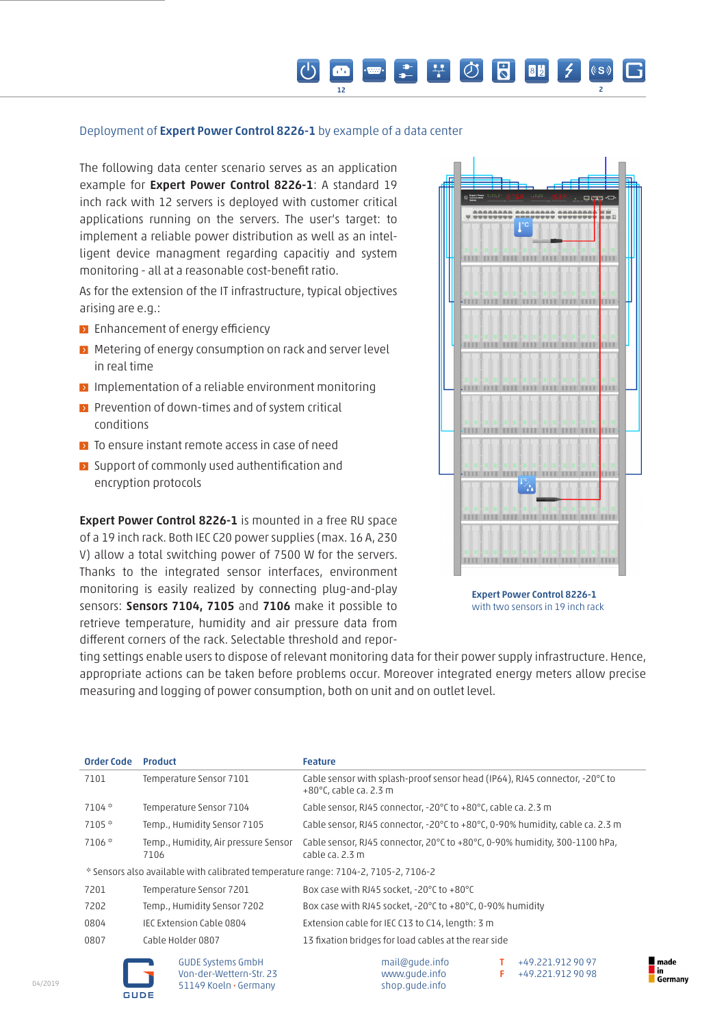## Deployment of **Expert Power Control 8226-1** by example of a data center

The following data center scenario serves as an application example for **Expert Power Control 8226-1**: A standard 19 inch rack with 12 servers is deployed with customer critical applications running on the servers. The user's target: to implement a reliable power distribution as well as an intelligent device managment regarding capacitiy and system monitoring - all at a reasonable cost-benefit ratio.

As for the extension of the IT infrastructure, typical objectives arising are e.g.:

- Enhancement of energy efficiency
- Metering of energy consumption on rack and server level in real time
- Implementation of a reliable environment monitoring
- Prevention of down-times and of system critical conditions
- To ensure instant remote access in case of need
- Support of commonly used authentification and encryption protocols

**Expert Power Control 8226-1** is mounted in a free RU space of a 19 inch rack. Both IEC C20 power supplies (max. 16 A, 230 V) allow a total switching power of 7500 W for the servers. Thanks to the integrated sensor interfaces, environment monitoring is easily realized by connecting plug-and-play sensors: **Sensors 7104, 7105** and **7106** make it possible to retrieve temperature, humidity and air pressure data from different corners of the rack. Selectable threshold and reporting settings enable users to dispose of relevant monitoring data for their power supply infrastructure. Hence, appropriate actions can be taken before problems occur. Moreover integrated energy meters allow precise measuring and logging of power consumption, both on unit and on outlet level.

**Expert Power Control 8226-1**
with two sensors in 19 inch rack

| Order Code | Product | Feature |
|---|---|---|
| 7101 | Temperature Sensor 7101 | Cable sensor with splash-proof sensor head (IP64), RJ45 connector, -20°C to +80°C, cable ca. 2.3 m |
| 7104 * | Temperature Sensor 7104 | Cable sensor, RJ45 connector, -20°C to +80°C, cable ca. 2.3 m |
| 7105 * | Temp., Humidity Sensor 7105 | Cable sensor, RJ45 connector, -20°C to +80°C, 0-90% humidity, cable ca. 2.3 m |
| 7106 * | Temp., Humidity, Air pressure Sensor 7106 | Cable sensor, RJ45 connector, 20°C to +80°C, 0-90% humidity, 300-1100 hPa, cable ca. 2.3 m |
| * Sensors also available with calibrated temperature range: 7104-2, 7105-2, 7106-2 | | |
| 7201 | Temperature Sensor 7201 | Box case with RJ45 socket, -20°C to +80°C |
| 7202 | Temp., Humidity Sensor 7202 | Box case with RJ45 socket, -20°C to +80°C, 0-90% humidity |
| 0804 | IEC Extension Cable 0804 | Extension cable for IEC C13 to C14, length: 3 m |
| 0807 | Cable Holder 0807 | 13 fixation bridges for load cables at the rear side |

GUDE Systems GmbH
Von-der-Wetten-Str. 23
51149 Koeln · Germany

mail@gude.info
www.gude.info
shop.gude.info

T +49.221.912 90 97
F +49.221.912 90 98

made in Germany

04/2019